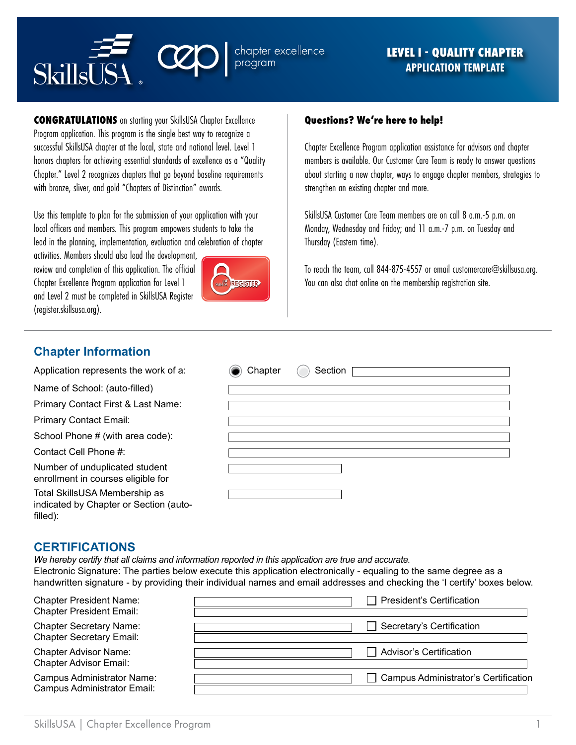# LEVEL I - QUALITY CHAPTER
## APPLICATION TEMPLATE

**CONGRATULATIONS** on starting your SkillsUSA Chapter Excellence Program application. This program is the single best way to recognize a successful SkillsUSA chapter at the local, state and national level. Level 1 honors chapters for achieving essential standards of excellence as a "Quality Chapter." Level 2 recognizes chapters that go beyond baseline requirements with bronze, sliver, and gold "Chapters of Distinction" awards.

Use this template to plan for the submission of your application with your local officers and members. This program empowers students to take the lead in the planning, implementation, evaluation and celebration of chapter activities. Members should also lead the development, review and completion of this application. The official Chapter Excellence Program application for Level 1 and Level 2 must be completed in SkillsUSA Register (register.skillsusa.org).

**Questions? We're here to help!**

Chapter Excellence Program application assistance for advisors and chapter members is available. Our Customer Care Team is ready to answer questions about starting a new chapter, ways to engage chapter members, strategies to strengthen an existing chapter and more.

SkillsUSA Customer Care Team members are on call 8 a.m.-5 p.m. on Monday, Wednesday and Friday; and 11 a.m.-7 p.m. on Tuesday and Thursday (Eastern time).

To reach the team, call 844-875-4557 or email customercare@skillsusa.org. You can also chat online on the membership registration site.

## Chapter Information

| | |
|---|---|
| Application represents the work of a: | (●) Chapter ( ) Section ______ |
| Name of School: (auto-filled) | |
| Primary Contact First & Last Name: | |
| Primary Contact Email: | |
| School Phone # (with area code): | |
| Contact Cell Phone #: | |
| Number of unduplicated student enrollment in courses eligible for | |
| Total SkillsUSA Membership as indicated by Chapter or Section (auto-filled): | |

## CERTIFICATIONS

*We hereby certify that all claims and information reported in this application are true and accurate.*
Electronic Signature: The parties below execute this application electronically - equaling to the same degree as a handwritten signature - by providing their individual names and email addresses and checking the 'I certify' boxes below.

| | | |
|---|---|---|
| Chapter President Name: Chapter President Email: | | ☐ President's Certification |
| Chapter Secretary Name: Chapter Secretary Email: | | ☐ Secretary's Certification |
| Chapter Advisor Name: Chapter Advisor Email: | | ☐ Advisor's Certification |
| Campus Administrator Name: Campus Administrator Email: | | ☐ Campus Administrator's Certification |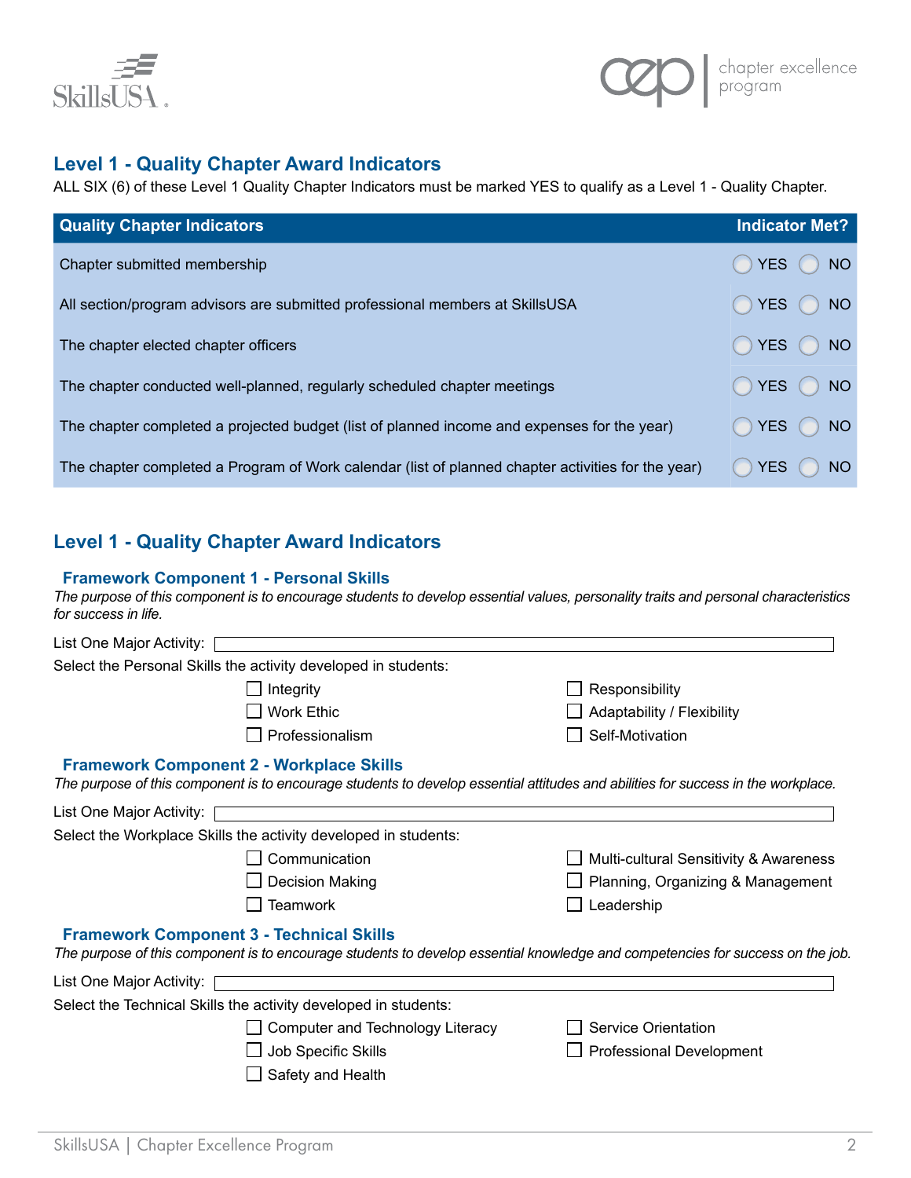## Level 1 - Quality Chapter Award Indicators

ALL SIX (6) of these Level 1 Quality Chapter Indicators must be marked YES to qualify as a Level 1 - Quality Chapter.

| Quality Chapter Indicators | Indicator Met? |
|---|---|
| Chapter submitted membership | ◯ YES ◯ NO |
| All section/program advisors are submitted professional members at SkillsUSA | ◯ YES ◯ NO |
| The chapter elected chapter officers | ◯ YES ◯ NO |
| The chapter conducted well-planned, regularly scheduled chapter meetings | ◯ YES ◯ NO |
| The chapter completed a projected budget (list of planned income and expenses for the year) | ◯ YES ◯ NO |
| The chapter completed a Program of Work calendar (list of planned chapter activities for the year) | ◯ YES ◯ NO |

## Level 1 - Quality Chapter Award Indicators

### Framework Component 1 - Personal Skills

*The purpose of this component is to encourage students to develop essential values, personality traits and personal characteristics for success in life.*

List One Major Activity: ______________________________

Select the Personal Skills the activity developed in students:

- ☐ Integrity
- ☐ Work Ethic
- ☐ Professionalism
- ☐ Responsibility
- ☐ Adaptability / Flexibility
- ☐ Self-Motivation

### Framework Component 2 - Workplace Skills

*The purpose of this component is to encourage students to develop essential attitudes and abilities for success in the workplace.*

List One Major Activity: ______________________________

Select the Workplace Skills the activity developed in students:

- ☐ Communication
- ☐ Decision Making
- ☐ Teamwork
- ☐ Multi-cultural Sensitivity & Awareness
- ☐ Planning, Organizing & Management
- ☐ Leadership

### Framework Component 3 - Technical Skills

*The purpose of this component is to encourage students to develop essential knowledge and competencies for success on the job.*

List One Major Activity: ______________________________

Select the Technical Skills the activity developed in students:

- ☐ Computer and Technology Literacy
- ☐ Job Specific Skills
- ☐ Safety and Health
- ☐ Service Orientation
- ☐ Professional Development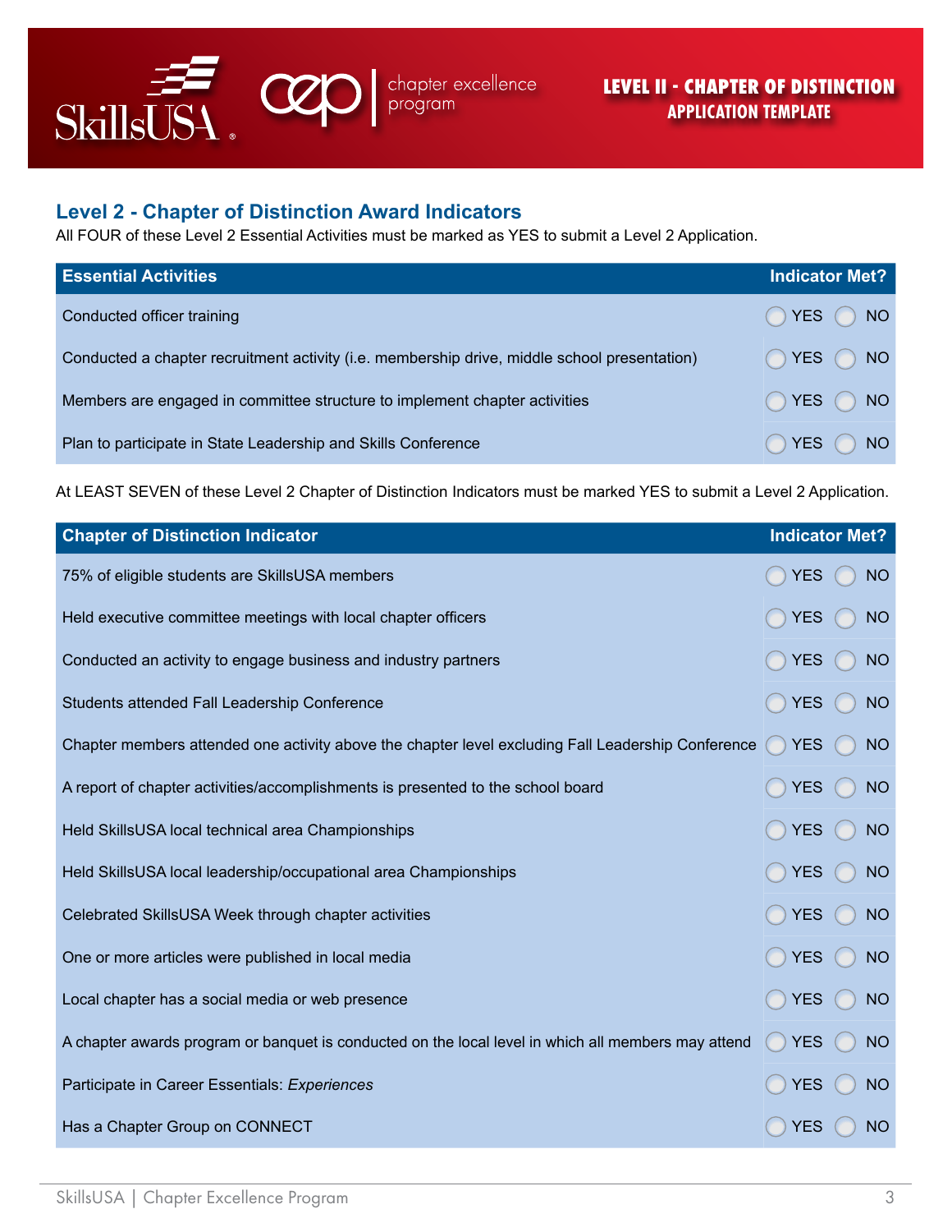# LEVEL II - CHAPTER OF DISTINCTION APPLICATION TEMPLATE

## Level 2 - Chapter of Distinction Award Indicators

All FOUR of these Level 2 Essential Activities must be marked as YES to submit a Level 2 Application.

| Essential Activities | Indicator Met? |
|---|---|
| Conducted officer training | YES NO |
| Conducted a chapter recruitment activity (i.e. membership drive, middle school presentation) | YES NO |
| Members are engaged in committee structure to implement chapter activities | YES NO |
| Plan to participate in State Leadership and Skills Conference | YES NO |

At LEAST SEVEN of these Level 2 Chapter of Distinction Indicators must be marked YES to submit a Level 2 Application.

| Chapter of Distinction Indicator | Indicator Met? |
|---|---|
| 75% of eligible students are SkillsUSA members | YES NO |
| Held executive committee meetings with local chapter officers | YES NO |
| Conducted an activity to engage business and industry partners | YES NO |
| Students attended Fall Leadership Conference | YES NO |
| Chapter members attended one activity above the chapter level excluding Fall Leadership Conference | YES NO |
| A report of chapter activities/accomplishments is presented to the school board | YES NO |
| Held SkillsUSA local technical area Championships | YES NO |
| Held SkillsUSA local leadership/occupational area Championships | YES NO |
| Celebrated SkillsUSA Week through chapter activities | YES NO |
| One or more articles were published in local media | YES NO |
| Local chapter has a social media or web presence | YES NO |
| A chapter awards program or banquet is conducted on the local level in which all members may attend | YES NO |
| Participate in Career Essentials: *Experiences* | YES NO |
| Has a Chapter Group on CONNECT | YES NO |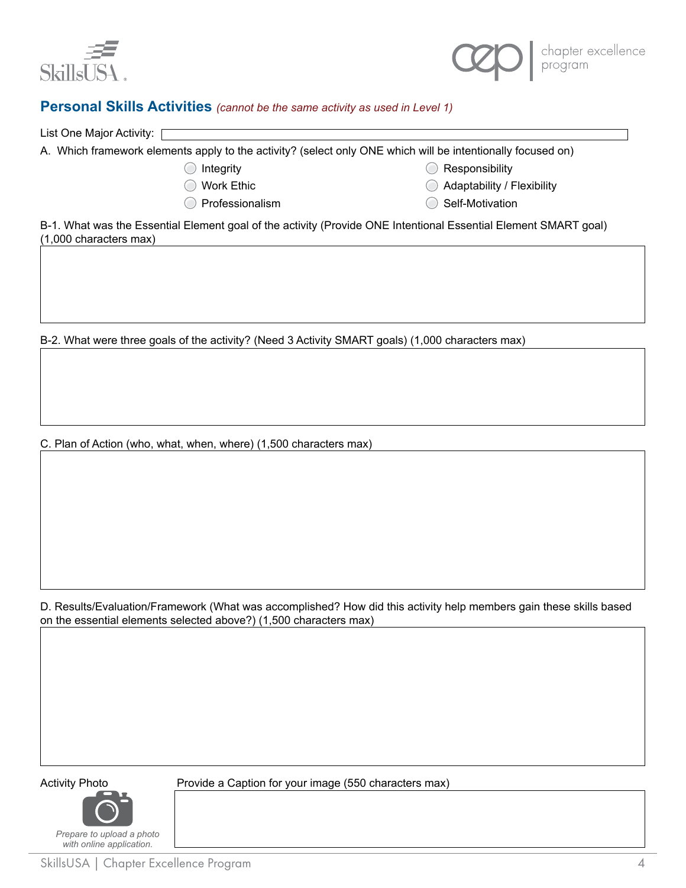## Personal Skills Activities *(cannot be the same activity as used in Level 1)*

List One Major Activity:

A. Which framework elements apply to the activity? (select only ONE which will be intentionally focused on)

- Integrity
- Work Ethic
- Professionalism
- Responsibility
- Adaptability / Flexibility
- Self-Motivation

B-1. What was the Essential Element goal of the activity (Provide ONE Intentional Essential Element SMART goal) (1,000 characters max)

B-2. What were three goals of the activity? (Need 3 Activity SMART goals) (1,000 characters max)

C. Plan of Action (who, what, when, where) (1,500 characters max)

D. Results/Evaluation/Framework (What was accomplished? How did this activity help members gain these skills based on the essential elements selected above?) (1,500 characters max)

Activity Photo

*Prepare to upload a photo with online application.*

Provide a Caption for your image (550 characters max)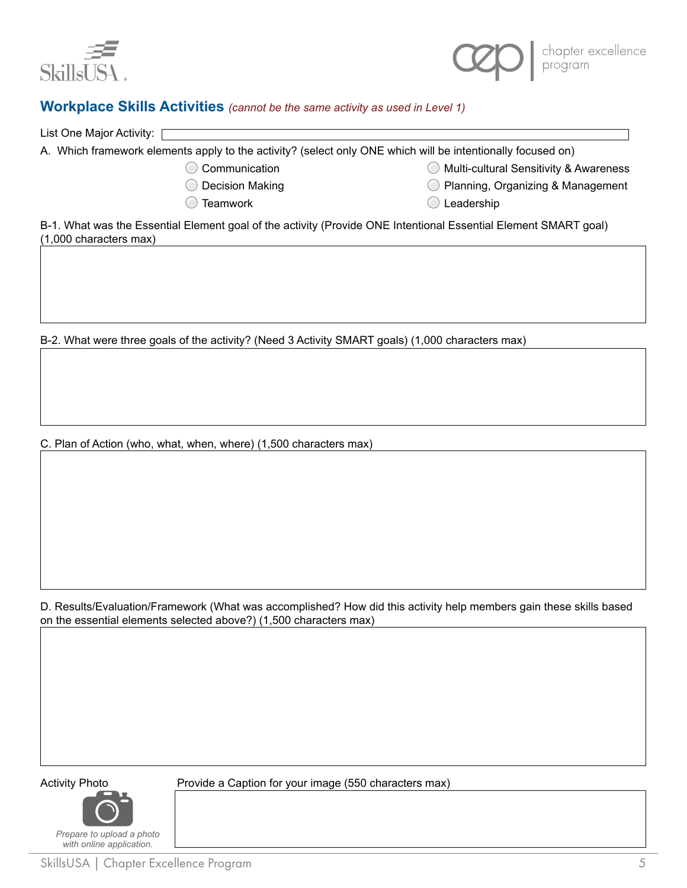## Workplace Skills Activities *(cannot be the same activity as used in Level 1)*

List One Major Activity:

A. Which framework elements apply to the activity? (select only ONE which will be intentionally focused on)

- Communication
- Decision Making
- Teamwork
- Multi-cultural Sensitivity & Awareness
- Planning, Organizing & Management
- Leadership

B-1. What was the Essential Element goal of the activity (Provide ONE Intentional Essential Element SMART goal) (1,000 characters max)

B-2. What were three goals of the activity? (Need 3 Activity SMART goals) (1,000 characters max)

C. Plan of Action (who, what, when, where) (1,500 characters max)

D. Results/Evaluation/Framework (What was accomplished? How did this activity help members gain these skills based on the essential elements selected above?) (1,500 characters max)

Activity Photo

*Prepare to upload a photo with online application.*

Provide a Caption for your image (550 characters max)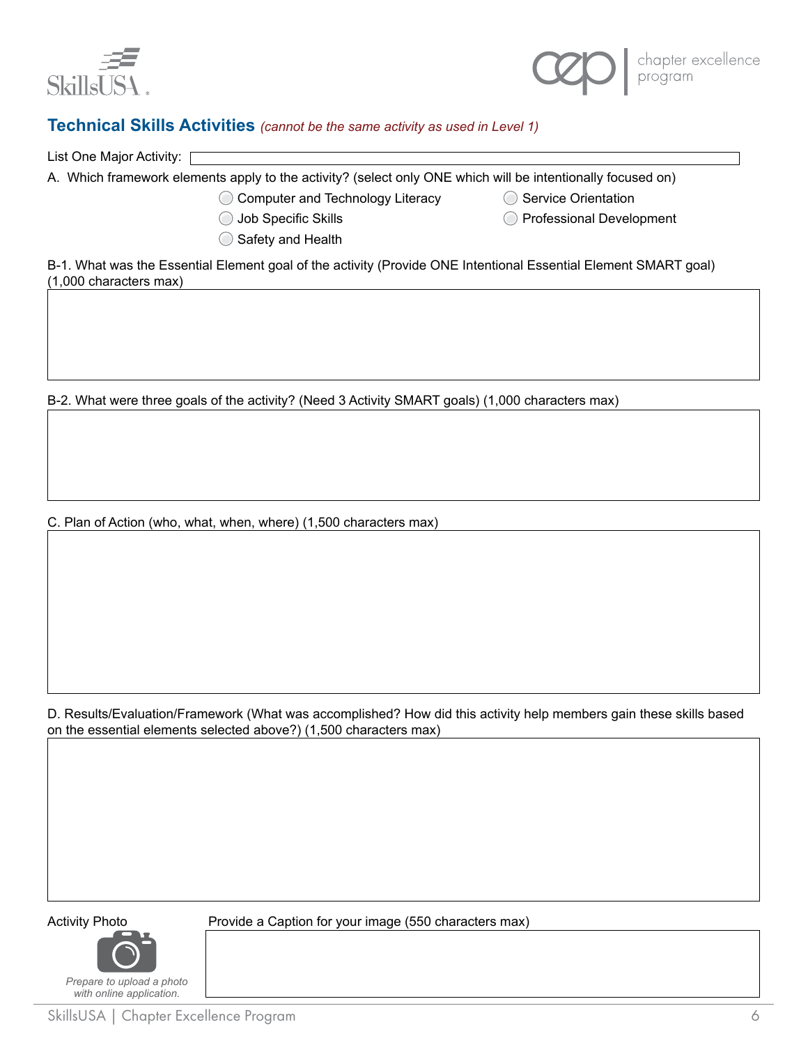## Technical Skills Activities *(cannot be the same activity as used in Level 1)*

List One Major Activity:

A. Which framework elements apply to the activity? (select only ONE which will be intentionally focused on)

- ◯ Computer and Technology Literacy
- ◯ Job Specific Skills
- ◯ Safety and Health
- ◯ Service Orientation
- ◯ Professional Development

B-1. What was the Essential Element goal of the activity (Provide ONE Intentional Essential Element SMART goal) (1,000 characters max)

B-2. What were three goals of the activity? (Need 3 Activity SMART goals) (1,000 characters max)

C. Plan of Action (who, what, when, where) (1,500 characters max)

D. Results/Evaluation/Framework (What was accomplished? How did this activity help members gain these skills based on the essential elements selected above?) (1,500 characters max)

Activity Photo

*Prepare to upload a photo with online application.*

Provide a Caption for your image (550 characters max)